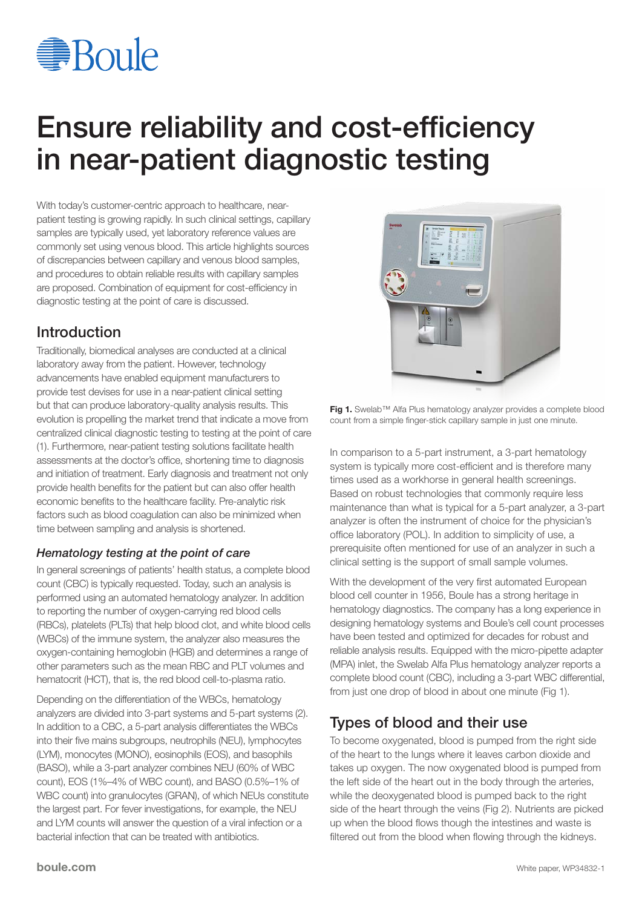# Ensure reliability and cost-efficiency in near-patient diagnostic testing

With today's customer-centric approach to healthcare, near-patient testing is growing rapidly. In such clinical settings, capillary samples are typically used, yet laboratory reference values are commonly set using venous blood. This article highlights sources of discrepancies between capillary and venous blood samples, and procedures to obtain reliable results with capillary samples are proposed. Combination of equipment for cost-efficiency in diagnostic testing at the point of care is discussed.

## Introduction

Traditionally, biomedical analyses are conducted at a clinical laboratory away from the patient. However, technology advancements have enabled equipment manufacturers to provide test devises for use in a near-patient clinical setting but that can produce laboratory-quality analysis results. This evolution is propelling the market trend that indicate a move from centralized clinical diagnostic testing to testing at the point of care (1). Furthermore, near-patient testing solutions facilitate health assessments at the doctor's office, shortening time to diagnosis and initiation of treatment. Early diagnosis and treatment not only provide health benefits for the patient but can also offer health economic benefits to the healthcare facility. Pre-analytic risk factors such as blood coagulation can also be minimized when time between sampling and analysis is shortened.

### *Hematology testing at the point of care*

In general screenings of patients' health status, a complete blood count (CBC) is typically requested. Today, such an analysis is performed using an automated hematology analyzer. In addition to reporting the number of oxygen-carrying red blood cells (RBCs), platelets (PLTs) that help blood clot, and white blood cells (WBCs) of the immune system, the analyzer also measures the oxygen-containing hemoglobin (HGB) and determines a range of other parameters such as the mean RBC and PLT volumes and hematocrit (HCT), that is, the red blood cell-to-plasma ratio.

Depending on the differentiation of the WBCs, hematology analyzers are divided into 3-part systems and 5-part systems (2). In addition to a CBC, a 5-part analysis differentiates the WBCs into their five mains subgroups, neutrophils (NEU), lymphocytes (LYM), monocytes (MONO), eosinophils (EOS), and basophils (BASO), while a 3-part analyzer combines NEU (60% of WBC count), EOS (1%–4% of WBC count), and BASO (0.5%–1% of WBC count) into granulocytes (GRAN), of which NEUs constitute the largest part. For fever investigations, for example, the NEU and LYM counts will answer the question of a viral infection or a bacterial infection that can be treated with antibiotics.

**Fig 1.** Swelab™ Alfa Plus hematology analyzer provides a complete blood count from a simple finger-stick capillary sample in just one minute.

In comparison to a 5-part instrument, a 3-part hematology system is typically more cost-efficient and is therefore many times used as a workhorse in general health screenings. Based on robust technologies that commonly require less maintenance than what is typical for a 5-part analyzer, a 3-part analyzer is often the instrument of choice for the physician's office laboratory (POL). In addition to simplicity of use, a prerequisite often mentioned for use of an analyzer in such a clinical setting is the support of small sample volumes.

With the development of the very first automated European blood cell counter in 1956, Boule has a strong heritage in hematology diagnostics. The company has a long experience in designing hematology systems and Boule's cell count processes have been tested and optimized for decades for robust and reliable analysis results. Equipped with the micro-pipette adapter (MPA) inlet, the Swelab Alfa Plus hematology analyzer reports a complete blood count (CBC), including a 3-part WBC differential, from just one drop of blood in about one minute (Fig 1).

## Types of blood and their use

To become oxygenated, blood is pumped from the right side of the heart to the lungs where it leaves carbon dioxide and takes up oxygen. The now oxygenated blood is pumped from the left side of the heart out in the body through the arteries, while the deoxygenated blood is pumped back to the right side of the heart through the veins (Fig 2). Nutrients are picked up when the blood flows though the intestines and waste is filtered out from the blood when flowing through the kidneys.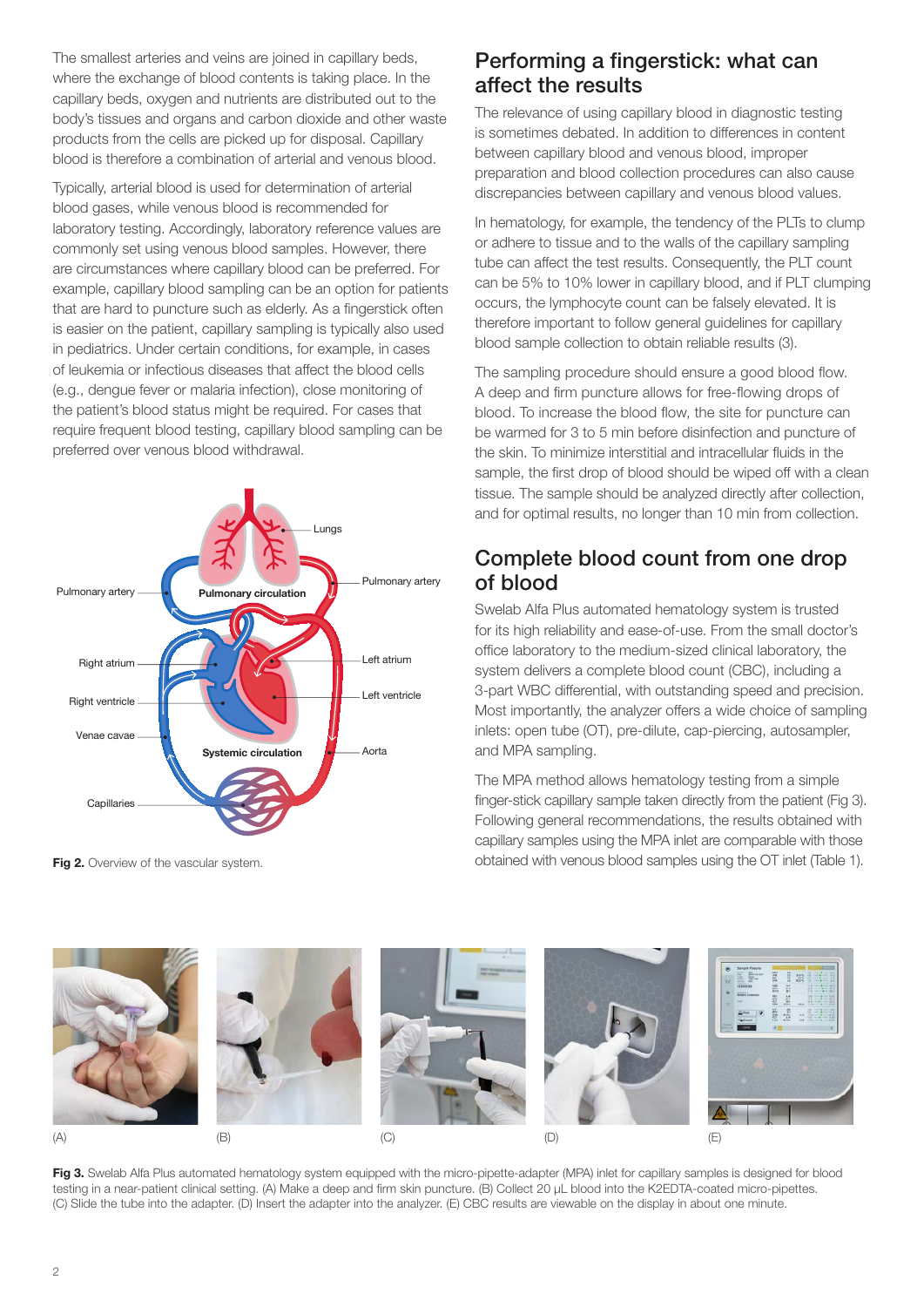The smallest arteries and veins are joined in capillary beds, where the exchange of blood contents is taking place. In the capillary beds, oxygen and nutrients are distributed out to the body's tissues and organs and carbon dioxide and other waste products from the cells are picked up for disposal. Capillary blood is therefore a combination of arterial and venous blood.

Typically, arterial blood is used for determination of arterial blood gases, while venous blood is recommended for laboratory testing. Accordingly, laboratory reference values are commonly set using venous blood samples. However, there are circumstances where capillary blood can be preferred. For example, capillary blood sampling can be an option for patients that are hard to puncture such as elderly. As a fingerstick often is easier on the patient, capillary sampling is typically also used in pediatrics. Under certain conditions, for example, in cases of leukemia or infectious diseases that affect the blood cells (e.g., dengue fever or malaria infection), close monitoring of the patient's blood status might be required. For cases that require frequent blood testing, capillary blood sampling can be preferred over venous blood withdrawal.

**Fig 2.** Overview of the vascular system.

## Performing a fingerstick: what can affect the results

The relevance of using capillary blood in diagnostic testing is sometimes debated. In addition to differences in content between capillary blood and venous blood, improper preparation and blood collection procedures can also cause discrepancies between capillary and venous blood values.

In hematology, for example, the tendency of the PLTs to clump or adhere to tissue and to the walls of the capillary sampling tube can affect the test results. Consequently, the PLT count can be 5% to 10% lower in capillary blood, and if PLT clumping occurs, the lymphocyte count can be falsely elevated. It is therefore important to follow general guidelines for capillary blood sample collection to obtain reliable results (3).

The sampling procedure should ensure a good blood flow. A deep and firm puncture allows for free-flowing drops of blood. To increase the blood flow, the site for puncture can be warmed for 3 to 5 min before disinfection and puncture of the skin. To minimize interstitial and intracellular fluids in the sample, the first drop of blood should be wiped off with a clean tissue. The sample should be analyzed directly after collection, and for optimal results, no longer than 10 min from collection.

## Complete blood count from one drop of blood

Swelab Alfa Plus automated hematology system is trusted for its high reliability and ease-of-use. From the small doctor's office laboratory to the medium-sized clinical laboratory, the system delivers a complete blood count (CBC), including a 3-part WBC differential, with outstanding speed and precision. Most importantly, the analyzer offers a wide choice of sampling inlets: open tube (OT), pre-dilute, cap-piercing, autosampler, and MPA sampling.

The MPA method allows hematology testing from a simple finger-stick capillary sample taken directly from the patient (Fig 3). Following general recommendations, the results obtained with capillary samples using the MPA inlet are comparable with those obtained with venous blood samples using the OT inlet (Table 1).

**Fig 3.** Swelab Alfa Plus automated hematology system equipped with the micro-pipette-adapter (MPA) inlet for capillary samples is designed for blood testing in a near-patient clinical setting. (A) Make a deep and firm skin puncture. (B) Collect 20 µL blood into the K2EDTA-coated micro-pipettes. (C) Slide the tube into the adapter. (D) Insert the adapter into the analyzer. (E) CBC results are viewable on the display in about one minute.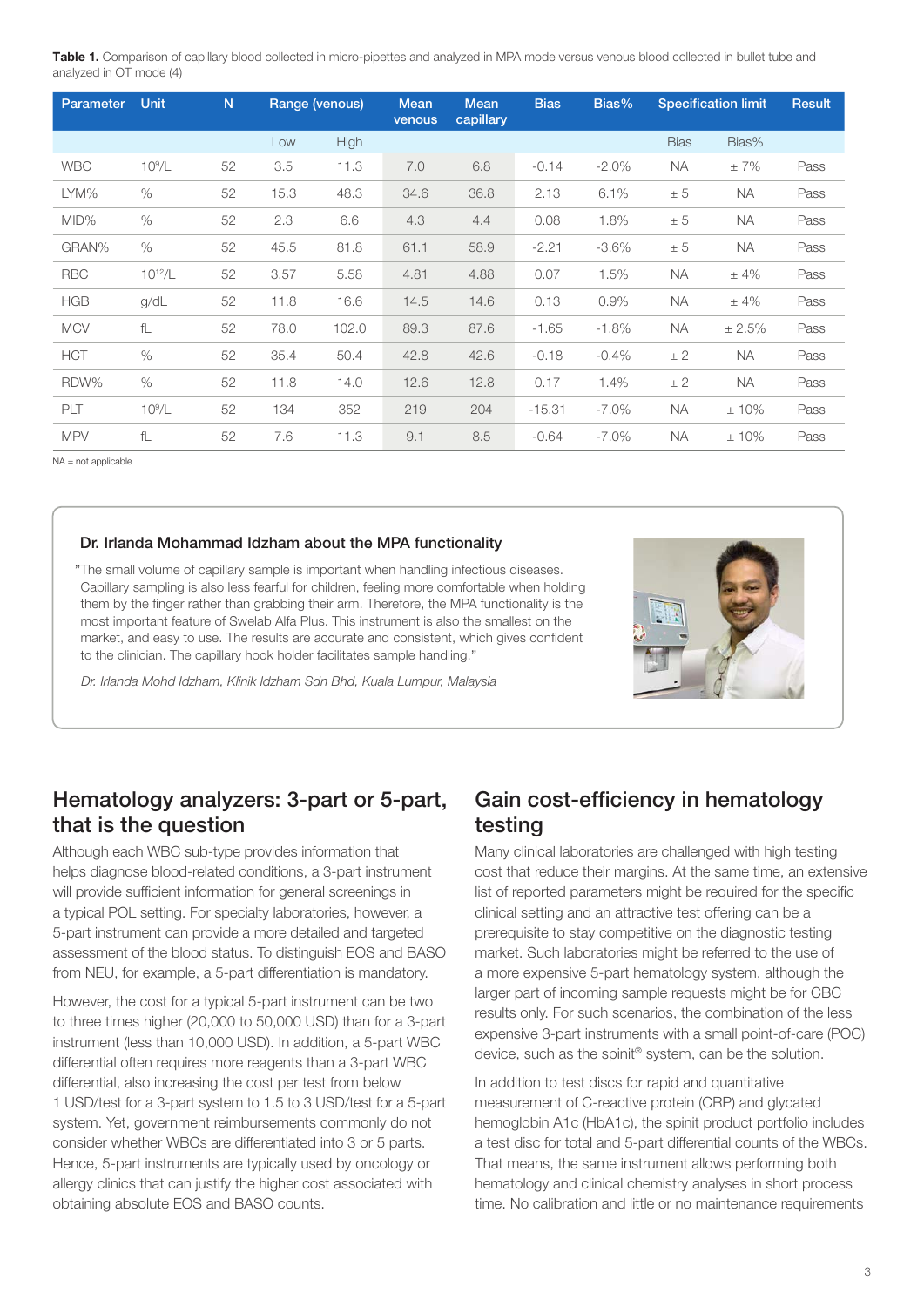**Table 1.** Comparison of capillary blood collected in micro-pipettes and analyzed in MPA mode versus venous blood collected in bullet tube and analyzed in OT mode (4)

| Parameter | Unit | N | Range (venous) | | Mean venous | Mean capillary | Bias | Bias% | Specification limit | | Result |
|---|---|---|---|---|---|---|---|---|---|---|---|
| | | | Low | High | | | | | Bias | Bias% | |
| WBC | $10^9$/L | 52 | 3.5 | 11.3 | 7.0 | 6.8 | -0.14 | -2.0% | NA | ± 7% | Pass |
| LYM% | % | 52 | 15.3 | 48.3 | 34.6 | 36.8 | 2.13 | 6.1% | ± 5 | NA | Pass |
| MID% | % | 52 | 2.3 | 6.6 | 4.3 | 4.4 | 0.08 | 1.8% | ± 5 | NA | Pass |
| GRAN% | % | 52 | 45.5 | 81.8 | 61.1 | 58.9 | -2.21 | -3.6% | ± 5 | NA | Pass |
| RBC | $10^{12}$/L | 52 | 3.57 | 5.58 | 4.81 | 4.88 | 0.07 | 1.5% | NA | ± 4% | Pass |
| HGB | g/dL | 52 | 11.8 | 16.6 | 14.5 | 14.6 | 0.13 | 0.9% | NA | ± 4% | Pass |
| MCV | fL | 52 | 78.0 | 102.0 | 89.3 | 87.6 | -1.65 | -1.8% | NA | ± 2.5% | Pass |
| HCT | % | 52 | 35.4 | 50.4 | 42.8 | 42.6 | -0.18 | -0.4% | ± 2 | NA | Pass |
| RDW% | % | 52 | 11.8 | 14.0 | 12.6 | 12.8 | 0.17 | 1.4% | ± 2 | NA | Pass |
| PLT | $10^9$/L | 52 | 134 | 352 | 219 | 204 | -15.31 | -7.0% | NA | ± 10% | Pass |
| MPV | fL | 52 | 7.6 | 11.3 | 9.1 | 8.5 | -0.64 | -7.0% | NA | ± 10% | Pass |

NA = not applicable

### Dr. Irlanda Mohammad Idzham about the MPA functionality

"The small volume of capillary sample is important when handling infectious diseases. Capillary sampling is also less fearful for children, feeling more comfortable when holding them by the finger rather than grabbing their arm. Therefore, the MPA functionality is the most important feature of Swelab Alfa Plus. This instrument is also the smallest on the market, and easy to use. The results are accurate and consistent, which gives confident to the clinician. The capillary hook holder facilitates sample handling."

*Dr. Irlanda Mohd Idzham, Klinik Idzham Sdn Bhd, Kuala Lumpur, Malaysia*

## Hematology analyzers: 3-part or 5-part, that is the question

Although each WBC sub-type provides information that helps diagnose blood-related conditions, a 3-part instrument will provide sufficient information for general screenings in a typical POL setting. For specialty laboratories, however, a 5-part instrument can provide a more detailed and targeted assessment of the blood status. To distinguish EOS and BASO from NEU, for example, a 5-part differentiation is mandatory.

However, the cost for a typical 5-part instrument can be two to three times higher (20,000 to 50,000 USD) than for a 3-part instrument (less than 10,000 USD). In addition, a 5-part WBC differential often requires more reagents than a 3-part WBC differential, also increasing the cost per test from below 1 USD/test for a 3-part system to 1.5 to 3 USD/test for a 5-part system. Yet, government reimbursements commonly do not consider whether WBCs are differentiated into 3 or 5 parts. Hence, 5-part instruments are typically used by oncology or allergy clinics that can justify the higher cost associated with obtaining absolute EOS and BASO counts.

## Gain cost-efficiency in hematology testing

Many clinical laboratories are challenged with high testing cost that reduce their margins. At the same time, an extensive list of reported parameters might be required for the specific clinical setting and an attractive test offering can be a prerequisite to stay competitive on the diagnostic testing market. Such laboratories might be referred to the use of a more expensive 5-part hematology system, although the larger part of incoming sample requests might be for CBC results only. For such scenarios, the combination of the less expensive 3-part instruments with a small point-of-care (POC) device, such as the spinit® system, can be the solution.

In addition to test discs for rapid and quantitative measurement of C-reactive protein (CRP) and glycated hemoglobin A1c (HbA1c), the spinit product portfolio includes a test disc for total and 5-part differential counts of the WBCs. That means, the same instrument allows performing both hematology and clinical chemistry analyses in short process time. No calibration and little or no maintenance requirements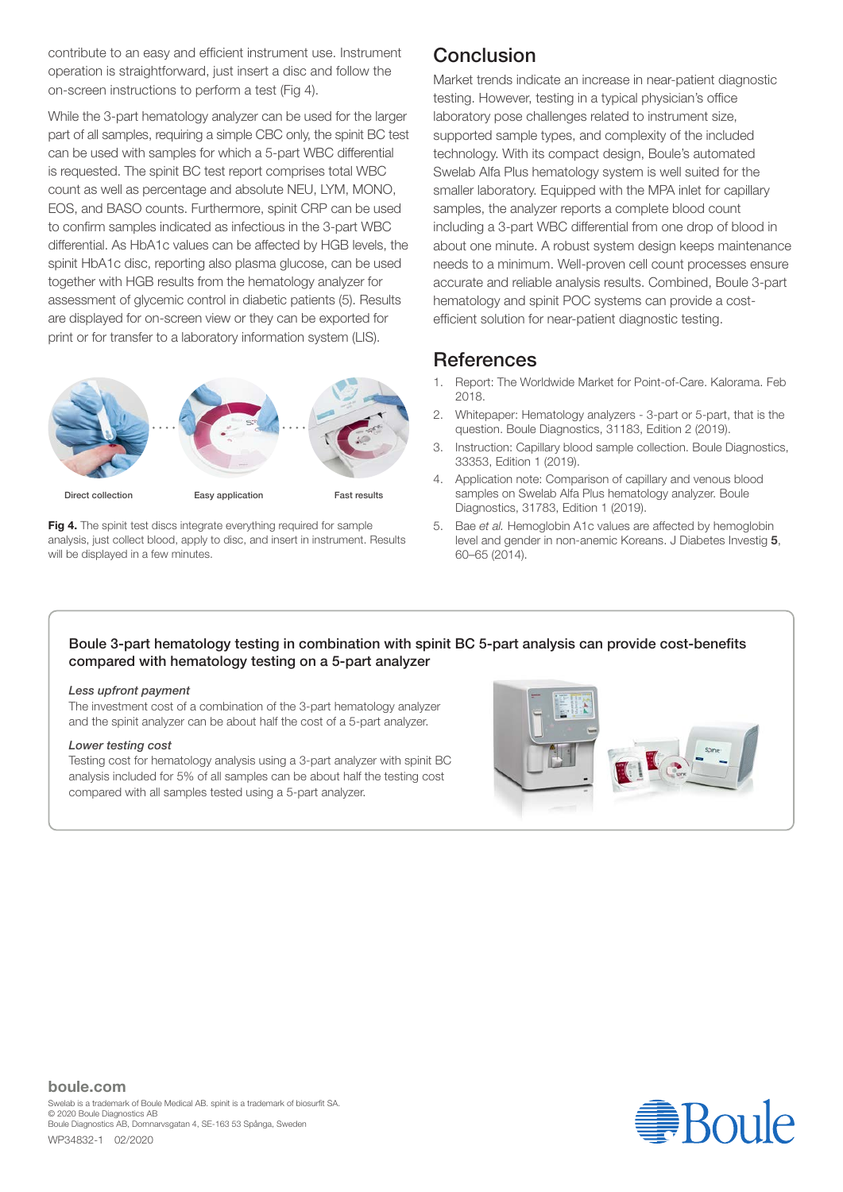contribute to an easy and efficient instrument use. Instrument operation is straightforward, just insert a disc and follow the on-screen instructions to perform a test (Fig 4).

While the 3-part hematology analyzer can be used for the larger part of all samples, requiring a simple CBC only, the spinit BC test can be used with samples for which a 5-part WBC differential is requested. The spinit BC test report comprises total WBC count as well as percentage and absolute NEU, LYM, MONO, EOS, and BASO counts. Furthermore, spinit CRP can be used to confirm samples indicated as infectious in the 3-part WBC differential. As HbA1c values can be affected by HGB levels, the spinit HbA1c disc, reporting also plasma glucose, can be used together with HGB results from the hematology analyzer for assessment of glycemic control in diabetic patients (5). Results are displayed for on-screen view or they can be exported for print or for transfer to a laboratory information system (LIS).

Direct collection

Easy application

Fast results

**Fig 4.** The spinit test discs integrate everything required for sample analysis, just collect blood, apply to disc, and insert in instrument. Results will be displayed in a few minutes.

## Conclusion

Market trends indicate an increase in near-patient diagnostic testing. However, testing in a typical physician's office laboratory pose challenges related to instrument size, supported sample types, and complexity of the included technology. With its compact design, Boule's automated Swelab Alfa Plus hematology system is well suited for the smaller laboratory. Equipped with the MPA inlet for capillary samples, the analyzer reports a complete blood count including a 3-part WBC differential from one drop of blood in about one minute. A robust system design keeps maintenance needs to a minimum. Well-proven cell count processes ensure accurate and reliable analysis results. Combined, Boule 3-part hematology and spinit POC systems can provide a cost-efficient solution for near-patient diagnostic testing.

## References

1. Report: The Worldwide Market for Point-of-Care. Kalorama. Feb 2018.
2. Whitepaper: Hematology analyzers - 3-part or 5-part, that is the question. Boule Diagnostics, 31183, Edition 2 (2019).
3. Instruction: Capillary blood sample collection. Boule Diagnostics, 33353, Edition 1 (2019).
4. Application note: Comparison of capillary and venous blood samples on Swelab Alfa Plus hematology analyzer. Boule Diagnostics, 31783, Edition 1 (2019).
5. Bae *et al.* Hemoglobin A1c values are affected by hemoglobin level and gender in non-anemic Koreans. J Diabetes Investig **5**, 60–65 (2014).

### Boule 3-part hematology testing in combination with spinit BC 5-part analysis can provide cost-benefits compared with hematology testing on a 5-part analyzer

*Less upfront payment*

The investment cost of a combination of the 3-part hematology analyzer and the spinit analyzer can be about half the cost of a 5-part analyzer.

*Lower testing cost*

Testing cost for hematology analysis using a 3-part analyzer with spinit BC analysis included for 5% of all samples can be about half the testing cost compared with all samples tested using a 5-part analyzer.

**boule.com**

Swelab is a trademark of Boule Medical AB. spinit is a trademark of biosurfit SA.
© 2020 Boule Diagnostics AB
Boule Diagnostics AB, Domnarvsgatan 4, SE-163 53 Spånga, Sweden

WP34832-1 02/2020